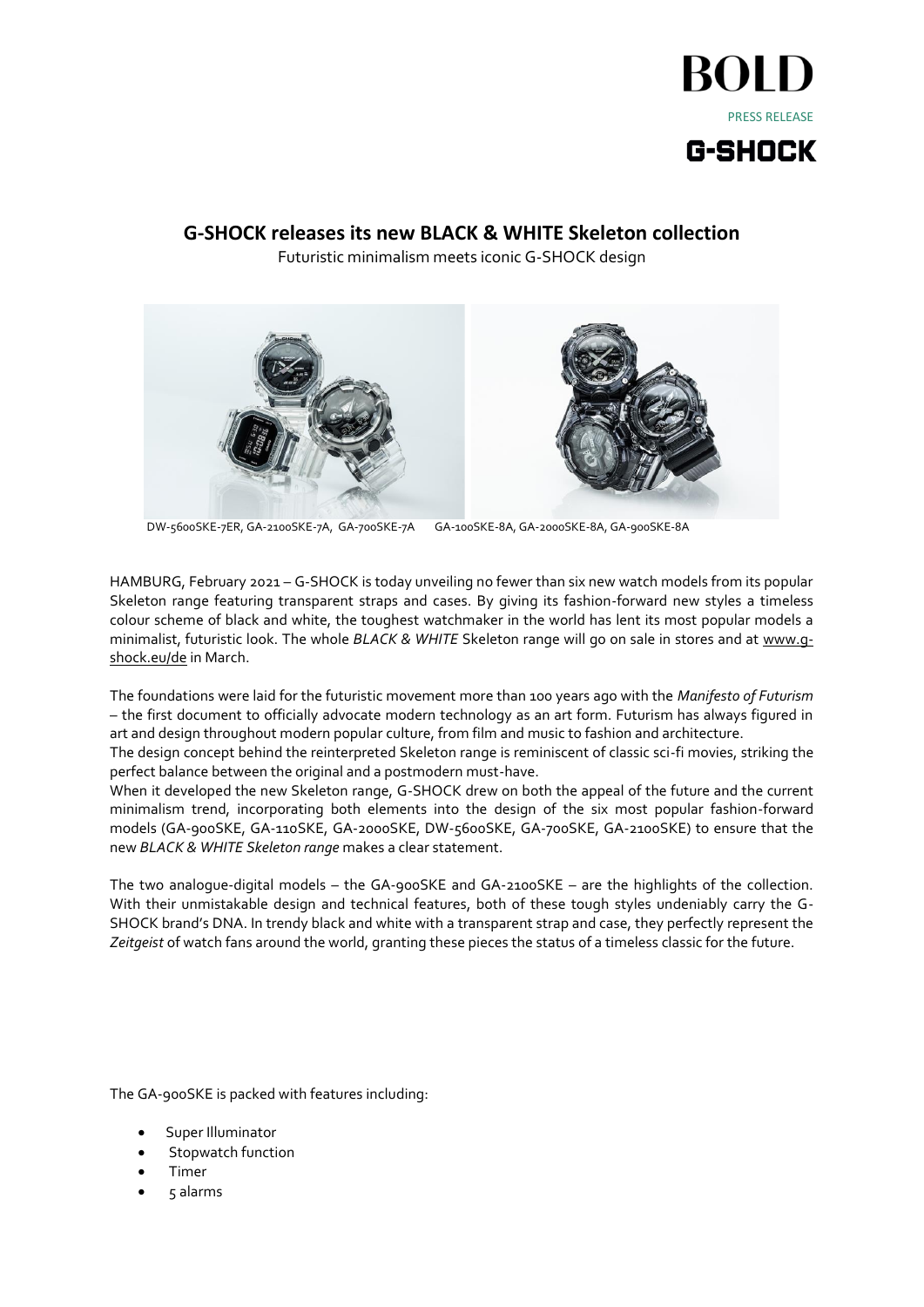BOLD

PRESS RELEASE

G-SHOCK

# G-SHOCK releases its new BLACK & WHITE Skeleton collection

Futuristic minimalism meets iconic G-SHOCK design

DW-5600SKE-7ER, GA-2100SKE-7A, GA-700SKE-7A GA-100SKE-8A, GA-2000SKE-8A, GA-900SKE-8A

HAMBURG, February 2021 – G-SHOCK is today unveiling no fewer than six new watch models from its popular Skeleton range featuring transparent straps and cases. By giving its fashion-forward new styles a timeless colour scheme of black and white, the toughest watchmaker in the world has lent its most popular models a minimalist, futuristic look. The whole *BLACK & WHITE* Skeleton range will go on sale in stores and at www.g-shock.eu/de in March.

The foundations were laid for the futuristic movement more than 100 years ago with the *Manifesto of Futurism* – the first document to officially advocate modern technology as an art form. Futurism has always figured in art and design throughout modern popular culture, from film and music to fashion and architecture.
The design concept behind the reinterpreted Skeleton range is reminiscent of classic sci-fi movies, striking the perfect balance between the original and a postmodern must-have.
When it developed the new Skeleton range, G-SHOCK drew on both the appeal of the future and the current minimalism trend, incorporating both elements into the design of the six most popular fashion-forward models (GA-900SKE, GA-110SKE, GA-2000SKE, DW-5600SKE, GA-700SKE, GA-2100SKE) to ensure that the new *BLACK & WHITE Skeleton range* makes a clear statement.

The two analogue-digital models – the GA-900SKE and GA-2100SKE – are the highlights of the collection. With their unmistakable design and technical features, both of these tough styles undeniably carry the G-SHOCK brand's DNA. In trendy black and white with a transparent strap and case, they perfectly represent the *Zeitgeist* of watch fans around the world, granting these pieces the status of a timeless classic for the future.

The GA-900SKE is packed with features including:

- Super Illuminator
- Stopwatch function
- Timer
- 5 alarms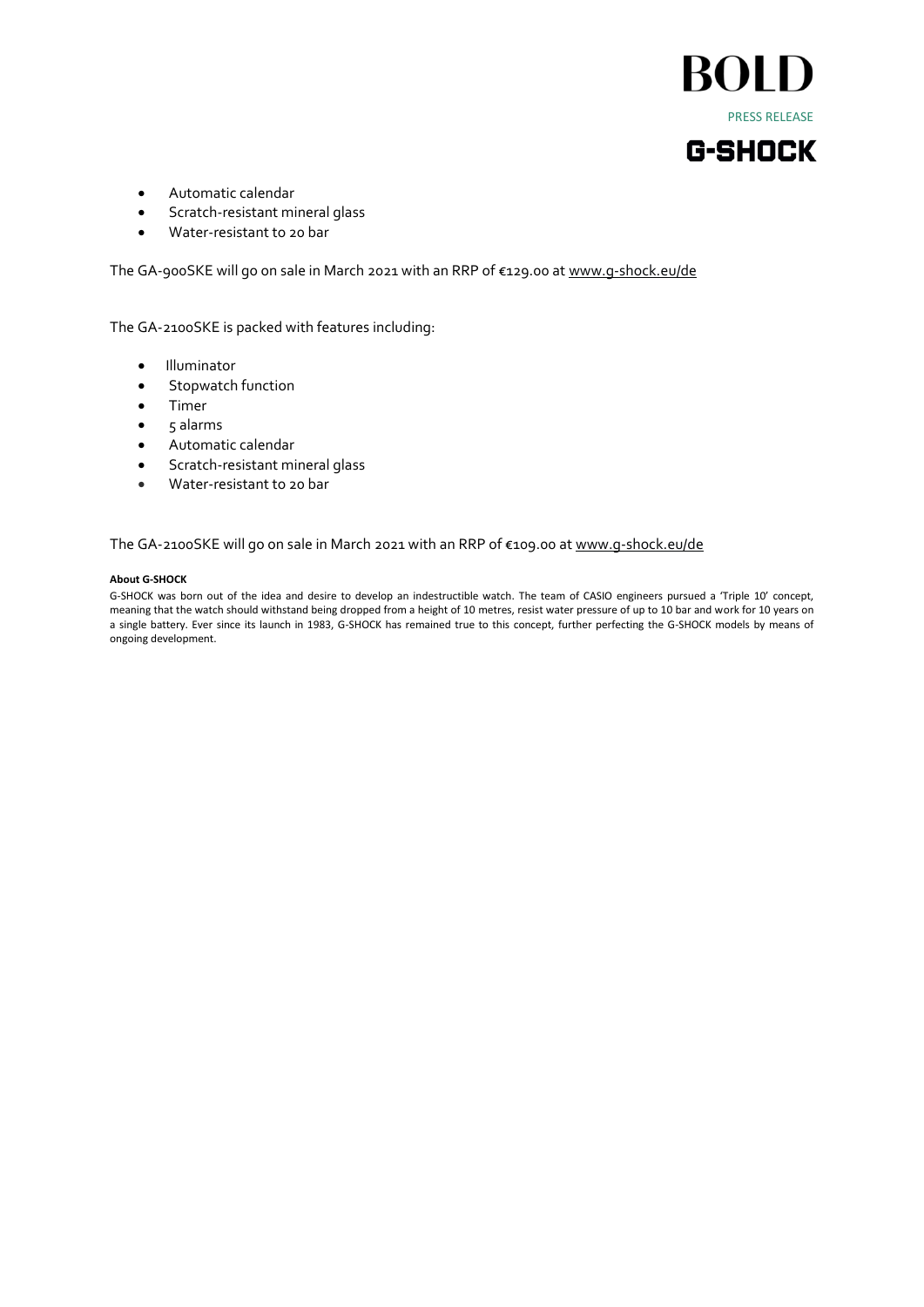- Automatic calendar
- Scratch-resistant mineral glass
- Water-resistant to 20 bar

The GA-900SKE will go on sale in March 2021 with an RRP of €129.00 at www.g-shock.eu/de

The GA-2100SKE is packed with features including:

- Illuminator
- Stopwatch function
- Timer
- 5 alarms
- Automatic calendar
- Scratch-resistant mineral glass
- Water-resistant to 20 bar

The GA-2100SKE will go on sale in March 2021 with an RRP of €109.00 at www.g-shock.eu/de

**About G-SHOCK**

G-SHOCK was born out of the idea and desire to develop an indestructible watch. The team of CASIO engineers pursued a 'Triple 10' concept, meaning that the watch should withstand being dropped from a height of 10 metres, resist water pressure of up to 10 bar and work for 10 years on a single battery. Ever since its launch in 1983, G-SHOCK has remained true to this concept, further perfecting the G-SHOCK models by means of ongoing development.